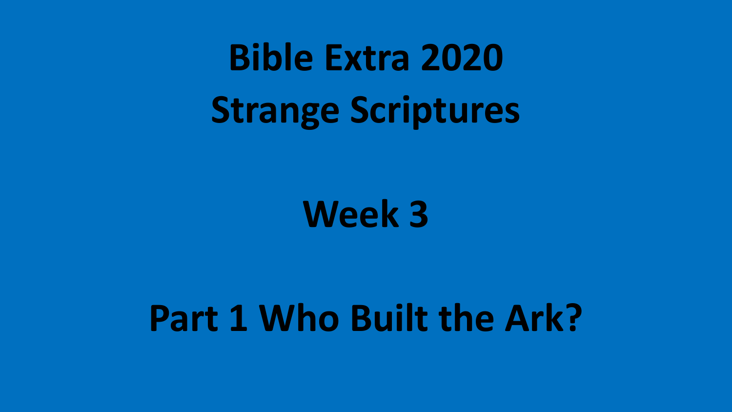# Bible Extra 2020
# Strange Scriptures

## Week 3

## Part 1 Who Built the Ark?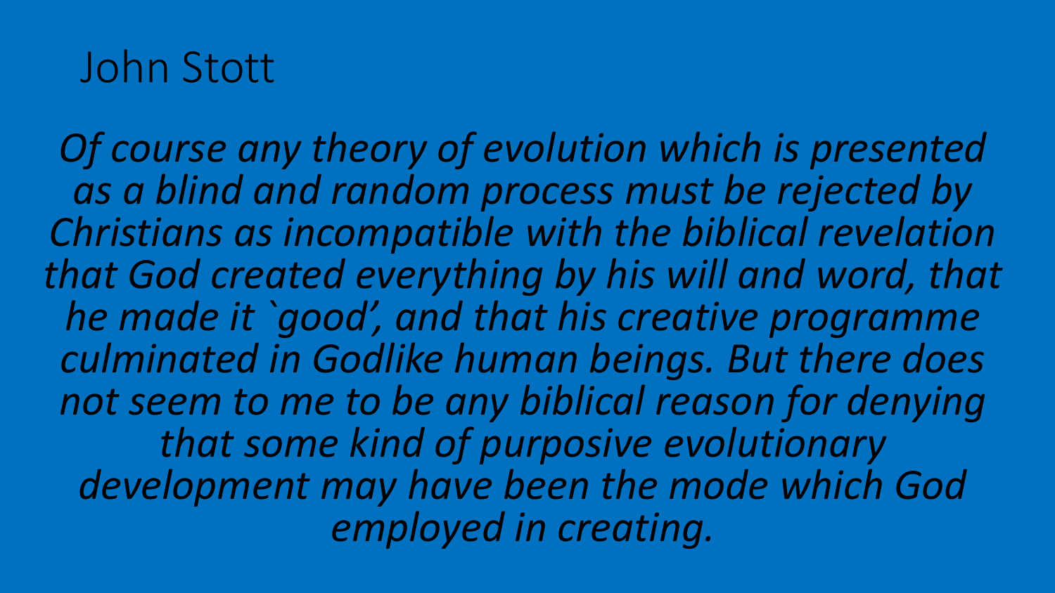# John Stott

*Of course any theory of evolution which is presented as a blind and random process must be rejected by Christians as incompatible with the biblical revelation that God created everything by his will and word, that he made it `good', and that his creative programme culminated in Godlike human beings. But there does not seem to me to be any biblical reason for denying that some kind of purposive evolutionary development may have been the mode which God employed in creating.*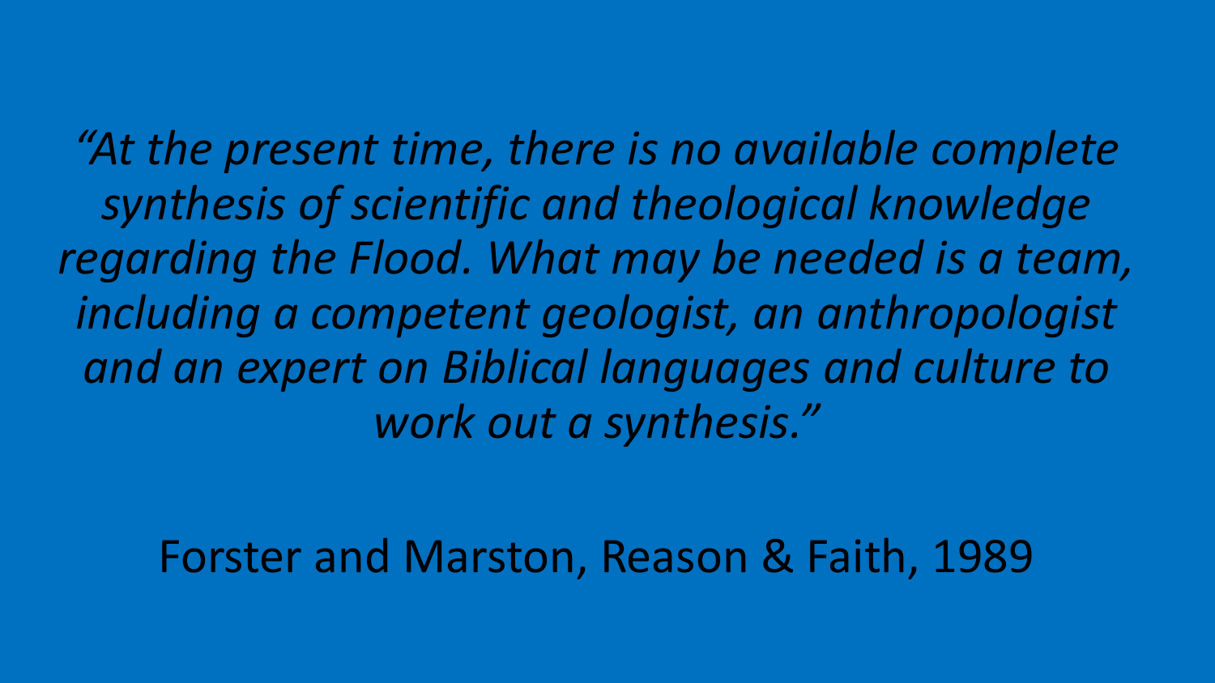*"At the present time, there is no available complete synthesis of scientific and theological knowledge regarding the Flood. What may be needed is a team, including a competent geologist, an anthropologist and an expert on Biblical languages and culture to work out a synthesis."*

Forster and Marston, Reason & Faith, 1989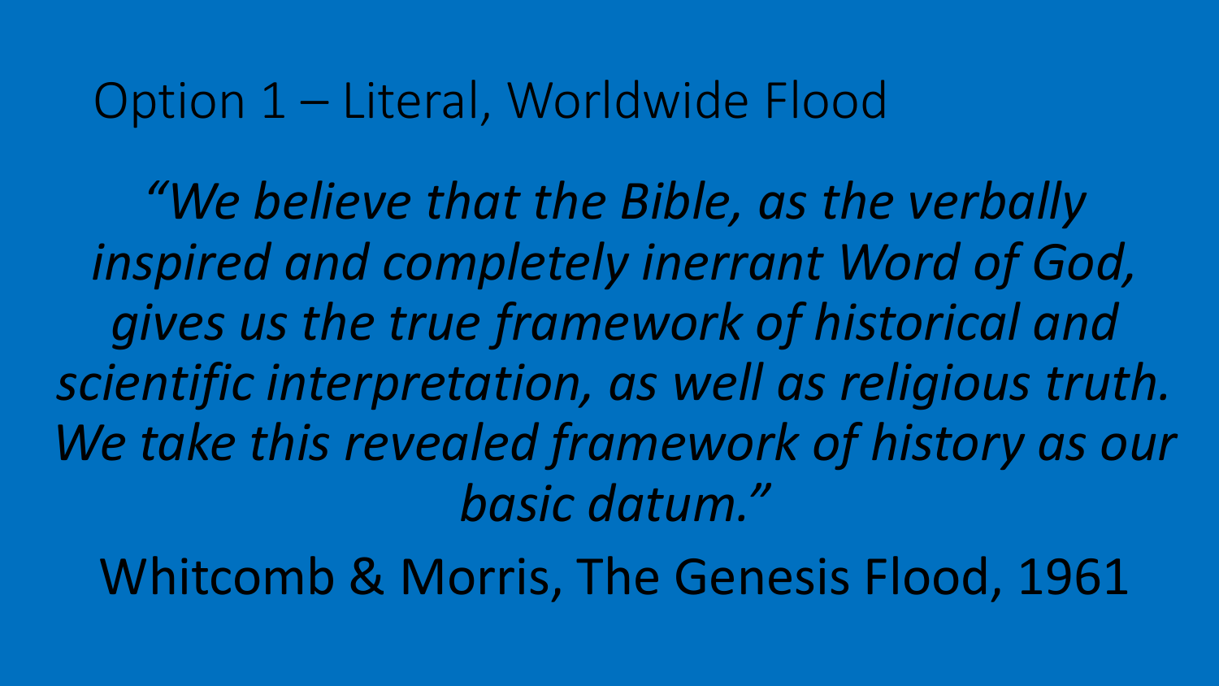# Option 1 – Literal, Worldwide Flood

*"We believe that the Bible, as the verbally inspired and completely inerrant Word of God, gives us the true framework of historical and scientific interpretation, as well as religious truth. We take this revealed framework of history as our basic datum."*

Whitcomb & Morris, The Genesis Flood, 1961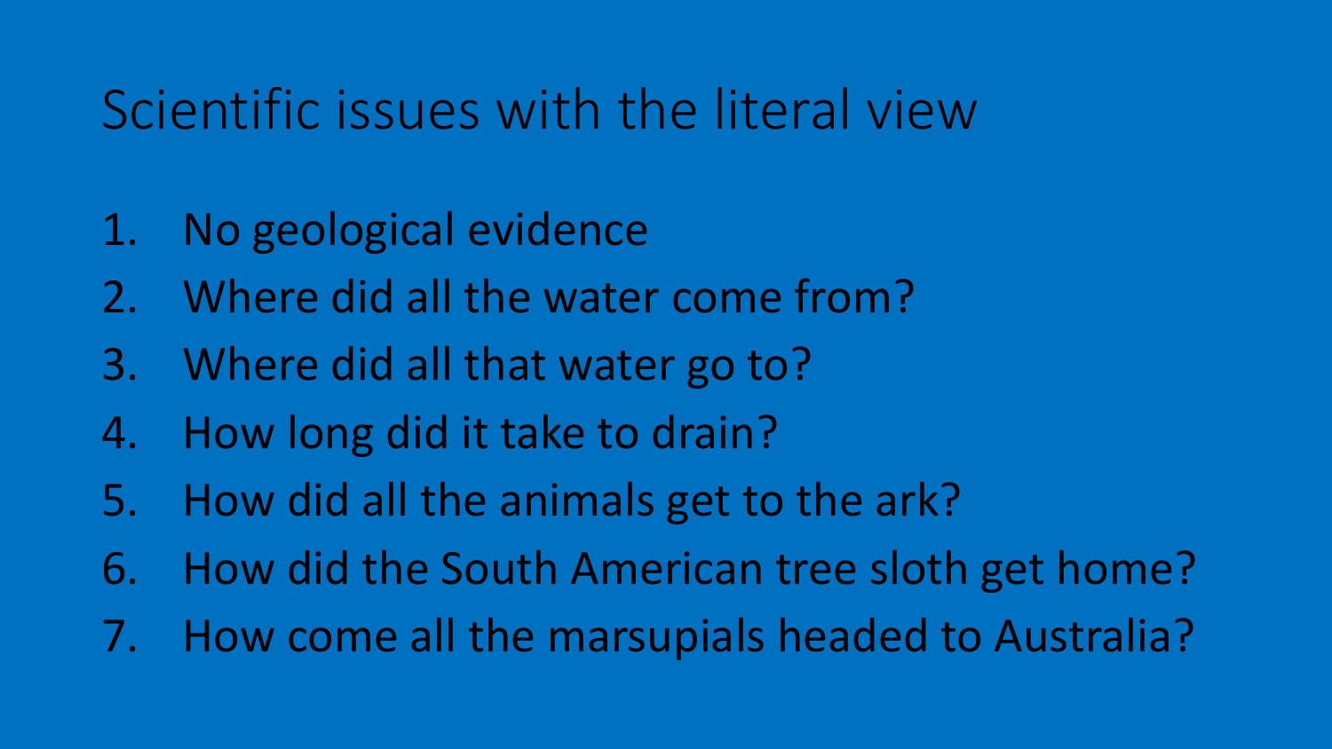# Scientific issues with the literal view

1. No geological evidence
2. Where did all the water come from?
3. Where did all that water go to?
4. How long did it take to drain?
5. How did all the animals get to the ark?
6. How did the South American tree sloth get home?
7. How come all the marsupials headed to Australia?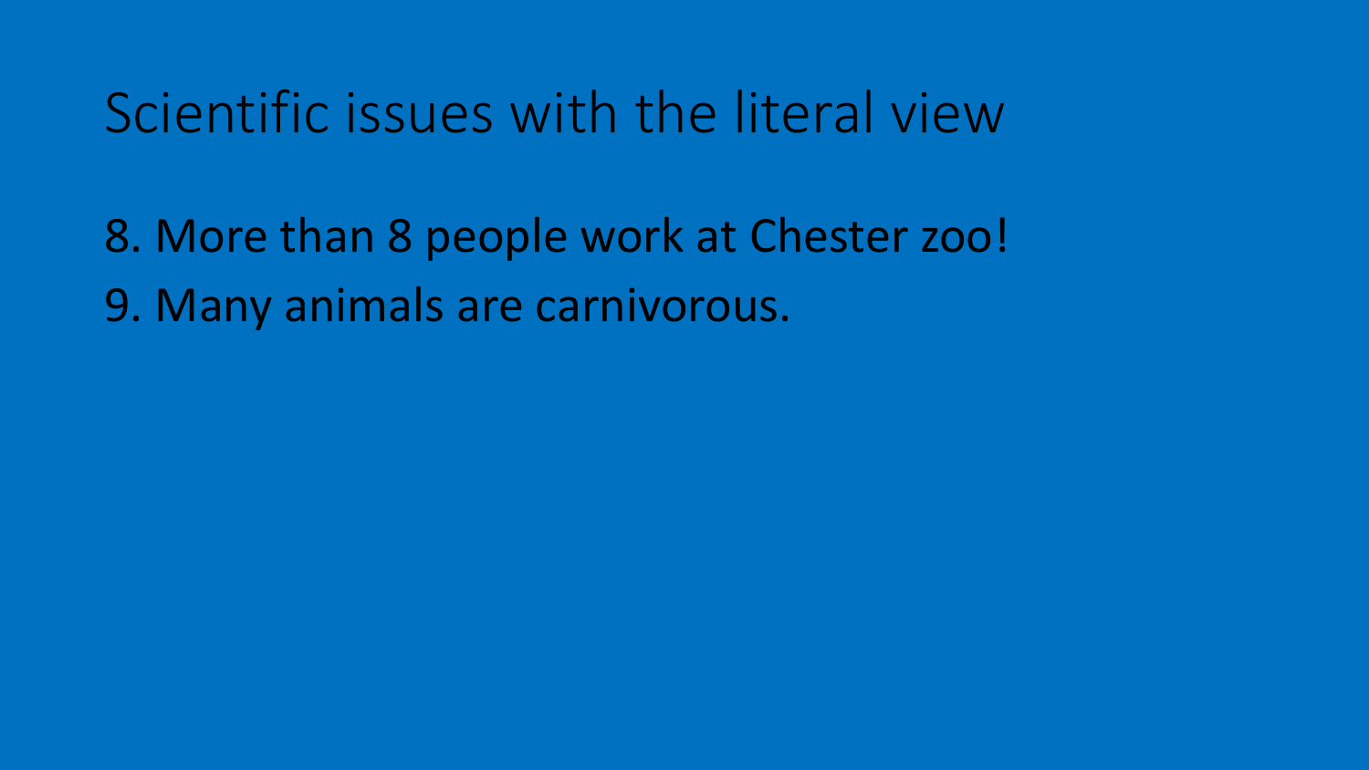# Scientific issues with the literal view

8. More than 8 people work at Chester zoo!
9. Many animals are carnivorous.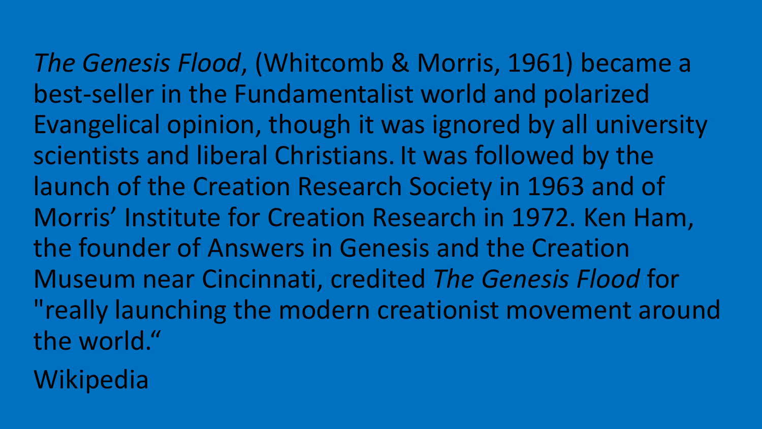*The Genesis Flood*, (Whitcomb & Morris, 1961) became a best-seller in the Fundamentalist world and polarized Evangelical opinion, though it was ignored by all university scientists and liberal Christians. It was followed by the launch of the Creation Research Society in 1963 and of Morris' Institute for Creation Research in 1972. Ken Ham, the founder of Answers in Genesis and the Creation Museum near Cincinnati, credited *The Genesis Flood* for "really launching the modern creationist movement around the world."

Wikipedia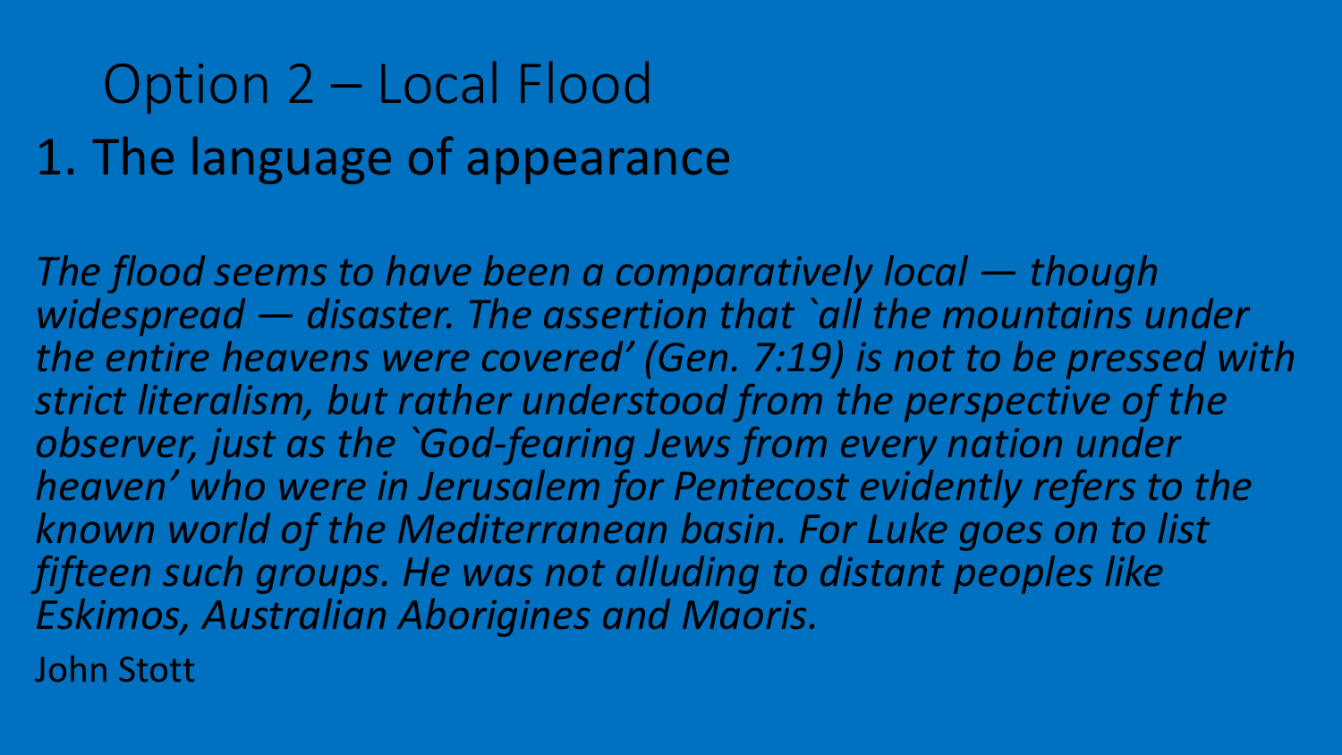# Option 2 – Local Flood

## 1. The language of appearance

*The flood seems to have been a comparatively local — though widespread — disaster. The assertion that `all the mountains under the entire heavens were covered' (Gen. 7:19) is not to be pressed with strict literalism, but rather understood from the perspective of the observer, just as the `God-fearing Jews from every nation under heaven' who were in Jerusalem for Pentecost evidently refers to the known world of the Mediterranean basin. For Luke goes on to list fifteen such groups. He was not alluding to distant peoples like Eskimos, Australian Aborigines and Maoris.*

John Stott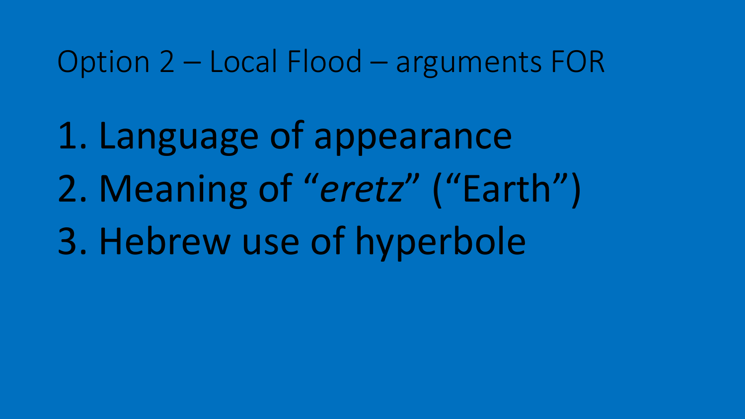# Option 2 – Local Flood – arguments FOR

1. Language of appearance
2. Meaning of "*eretz*" ("Earth")
3. Hebrew use of hyperbole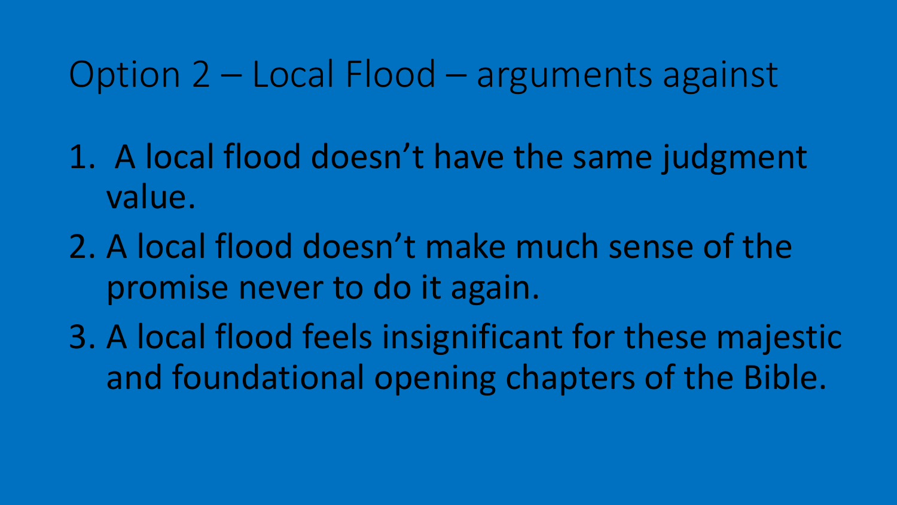# Option 2 – Local Flood – arguments against

1. A local flood doesn't have the same judgment value.
2. A local flood doesn't make much sense of the promise never to do it again.
3. A local flood feels insignificant for these majestic and foundational opening chapters of the Bible.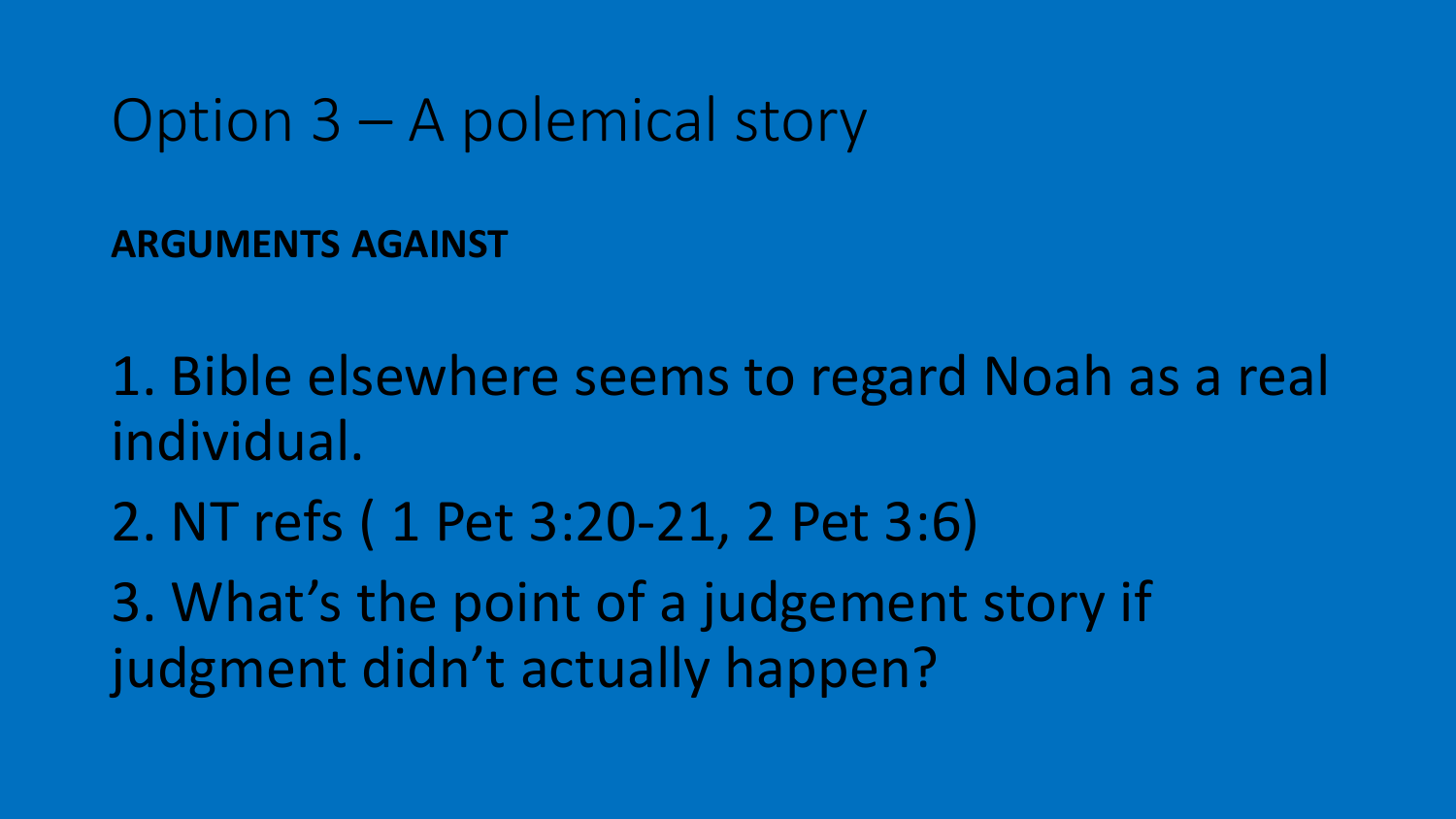# Option 3 – A polemical story

**ARGUMENTS AGAINST**

1. Bible elsewhere seems to regard Noah as a real individual.
2. NT refs ( 1 Pet 3:20-21, 2 Pet 3:6)
3. What's the point of a judgement story if judgment didn't actually happen?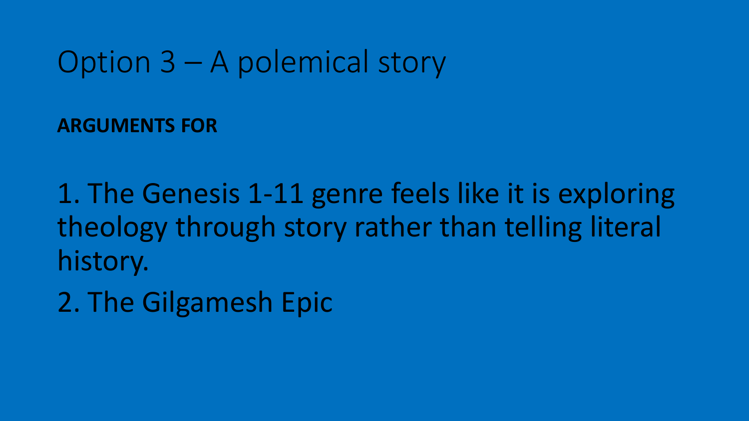# Option 3 – A polemical story

**ARGUMENTS FOR**

1. The Genesis 1-11 genre feels like it is exploring theology through story rather than telling literal history.
2. The Gilgamesh Epic